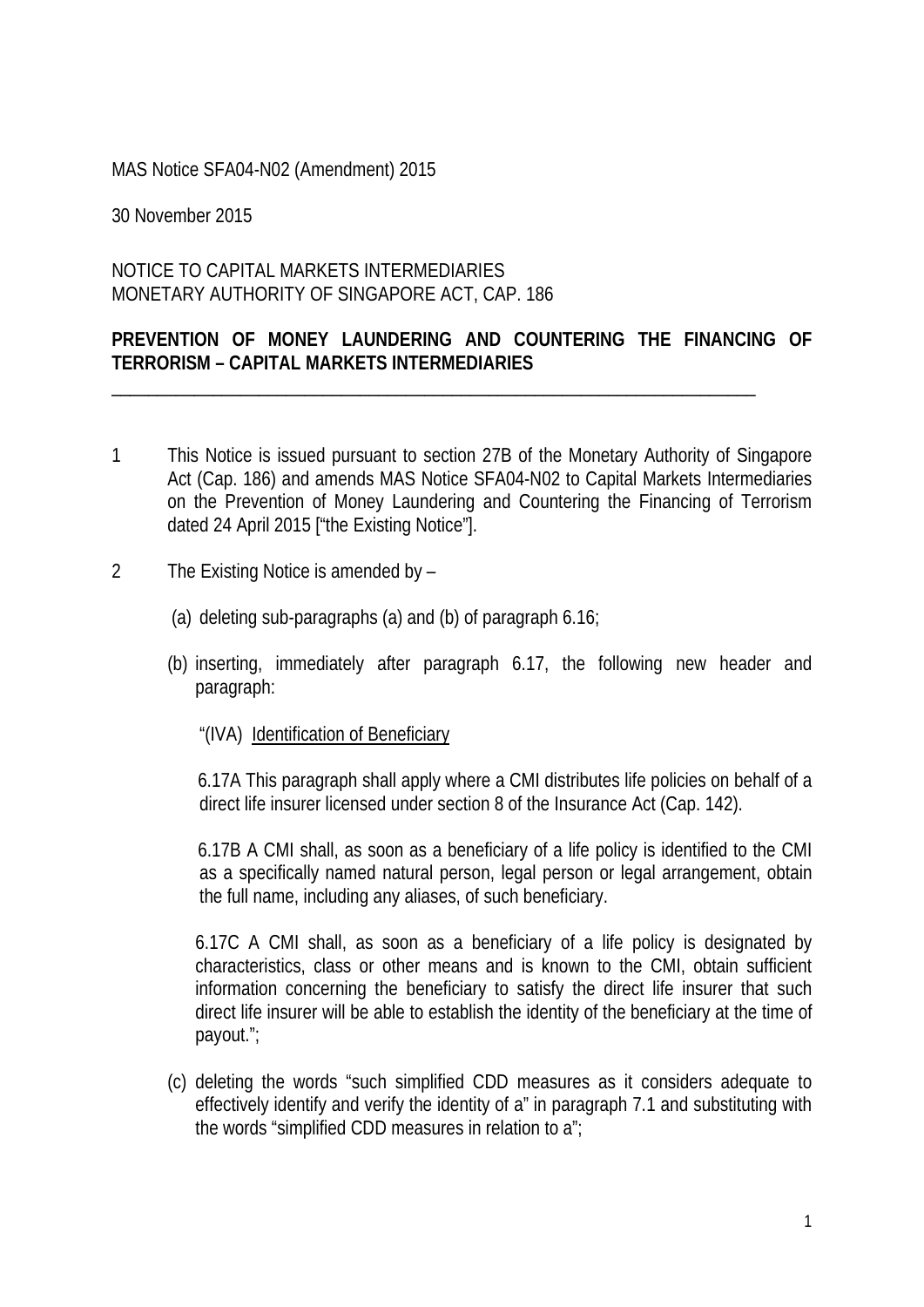MAS Notice SFA04-N02 (Amendment) 2015

30 November 2015

NOTICE TO CAPITAL MARKETS INTERMEDIARIES
MONETARY AUTHORITY OF SINGAPORE ACT, CAP. 186

**PREVENTION OF MONEY LAUNDERING AND COUNTERING THE FINANCING OF TERRORISM – CAPITAL MARKETS INTERMEDIARIES**

---

1 This Notice is issued pursuant to section 27B of the Monetary Authority of Singapore Act (Cap. 186) and amends MAS Notice SFA04-N02 to Capital Markets Intermediaries on the Prevention of Money Laundering and Countering the Financing of Terrorism dated 24 April 2015 ["the Existing Notice"].

2 The Existing Notice is amended by –

(a) deleting sub-paragraphs (a) and (b) of paragraph 6.16;

(b) inserting, immediately after paragraph 6.17, the following new header and paragraph:

"(IVA) Identification of Beneficiary

6.17A This paragraph shall apply where a CMI distributes life policies on behalf of a direct life insurer licensed under section 8 of the Insurance Act (Cap. 142).

6.17B A CMI shall, as soon as a beneficiary of a life policy is identified to the CMI as a specifically named natural person, legal person or legal arrangement, obtain the full name, including any aliases, of such beneficiary.

6.17C A CMI shall, as soon as a beneficiary of a life policy is designated by characteristics, class or other means and is known to the CMI, obtain sufficient information concerning the beneficiary to satisfy the direct life insurer that such direct life insurer will be able to establish the identity of the beneficiary at the time of payout.";

(c) deleting the words "such simplified CDD measures as it considers adequate to effectively identify and verify the identity of a" in paragraph 7.1 and substituting with the words "simplified CDD measures in relation to a";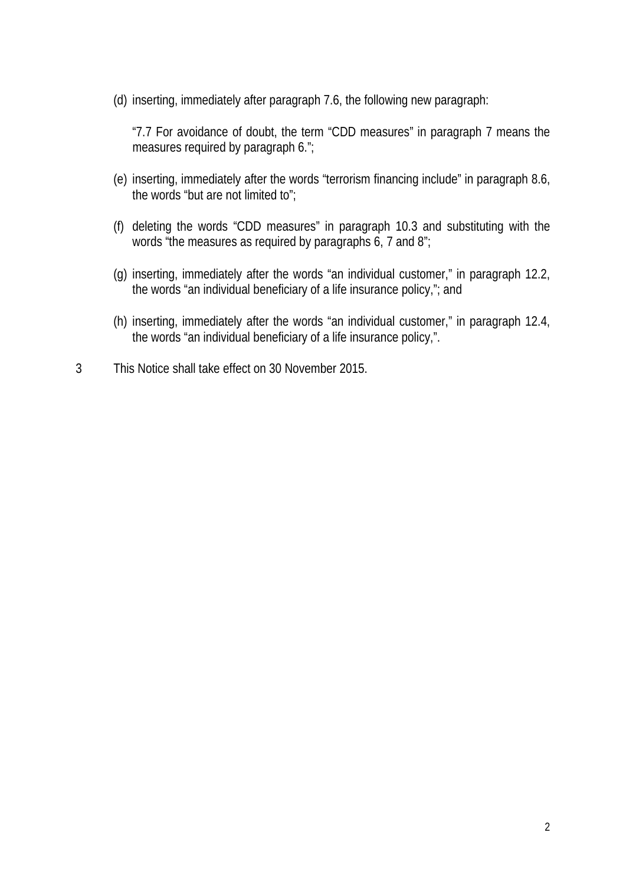(d) inserting, immediately after paragraph 7.6, the following new paragraph:

"7.7 For avoidance of doubt, the term "CDD measures" in paragraph 7 means the measures required by paragraph 6.";

(e) inserting, immediately after the words "terrorism financing include" in paragraph 8.6, the words "but are not limited to";

(f) deleting the words "CDD measures" in paragraph 10.3 and substituting with the words "the measures as required by paragraphs 6, 7 and 8";

(g) inserting, immediately after the words "an individual customer," in paragraph 12.2, the words "an individual beneficiary of a life insurance policy,"; and

(h) inserting, immediately after the words "an individual customer," in paragraph 12.4, the words "an individual beneficiary of a life insurance policy,".

3 This Notice shall take effect on 30 November 2015.